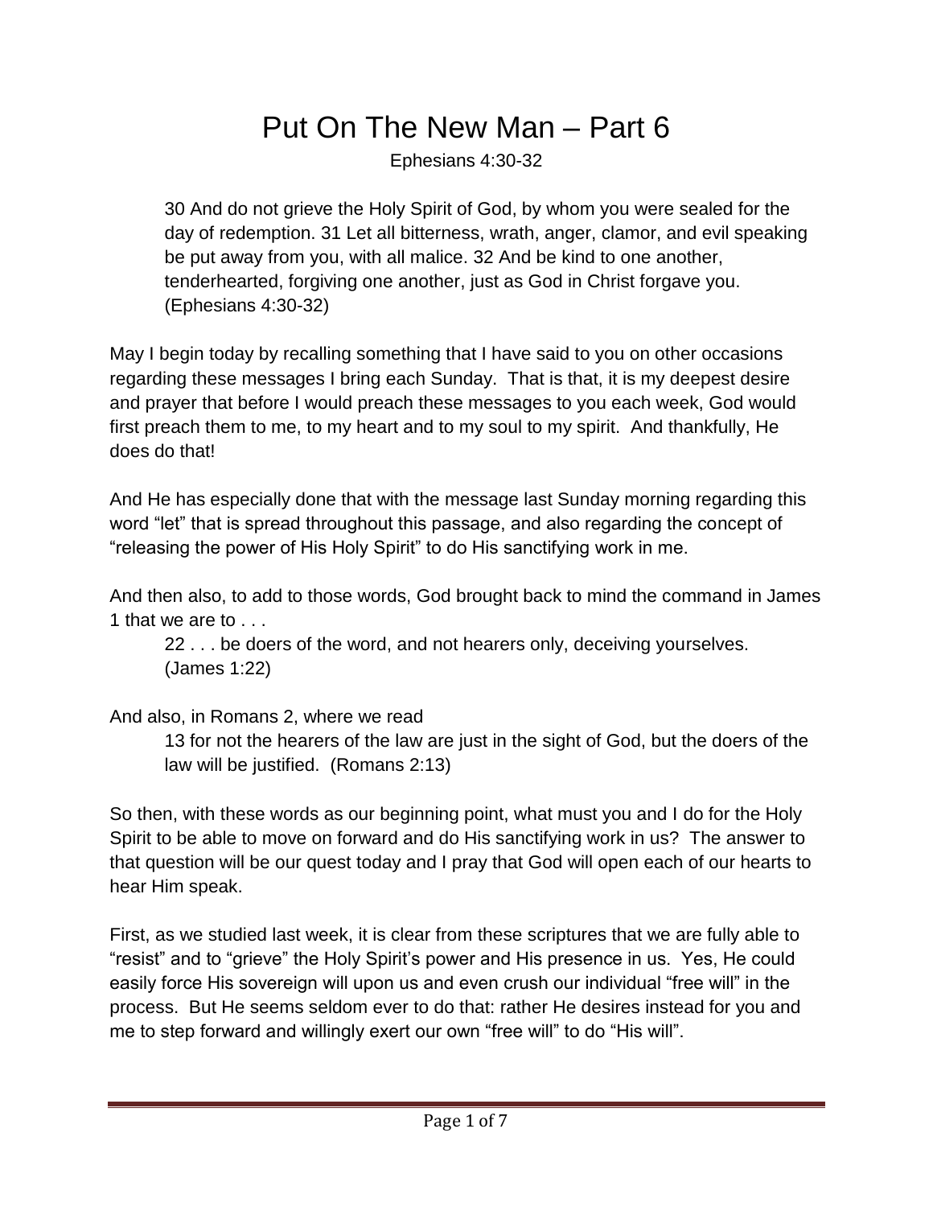# Put On The New Man – Part 6

Ephesians 4:30-32

> 30 And do not grieve the Holy Spirit of God, by whom you were sealed for the day of redemption. 31 Let all bitterness, wrath, anger, clamor, and evil speaking be put away from you, with all malice. 32 And be kind to one another, tenderhearted, forgiving one another, just as God in Christ forgave you. (Ephesians 4:30-32)

May I begin today by recalling something that I have said to you on other occasions regarding these messages I bring each Sunday. That is that, it is my deepest desire and prayer that before I would preach these messages to you each week, God would first preach them to me, to my heart and to my soul to my spirit. And thankfully, He does do that!

And He has especially done that with the message last Sunday morning regarding this word "let" that is spread throughout this passage, and also regarding the concept of "releasing the power of His Holy Spirit" to do His sanctifying work in me.

And then also, to add to those words, God brought back to mind the command in James 1 that we are to . . .

> 22 . . . be doers of the word, and not hearers only, deceiving yourselves. (James 1:22)

And also, in Romans 2, where we read

> 13 for not the hearers of the law are just in the sight of God, but the doers of the law will be justified. (Romans 2:13)

So then, with these words as our beginning point, what must you and I do for the Holy Spirit to be able to move on forward and do His sanctifying work in us? The answer to that question will be our quest today and I pray that God will open each of our hearts to hear Him speak.

First, as we studied last week, it is clear from these scriptures that we are fully able to "resist" and to "grieve" the Holy Spirit's power and His presence in us. Yes, He could easily force His sovereign will upon us and even crush our individual "free will" in the process. But He seems seldom ever to do that: rather He desires instead for you and me to step forward and willingly exert our own "free will" to do "His will".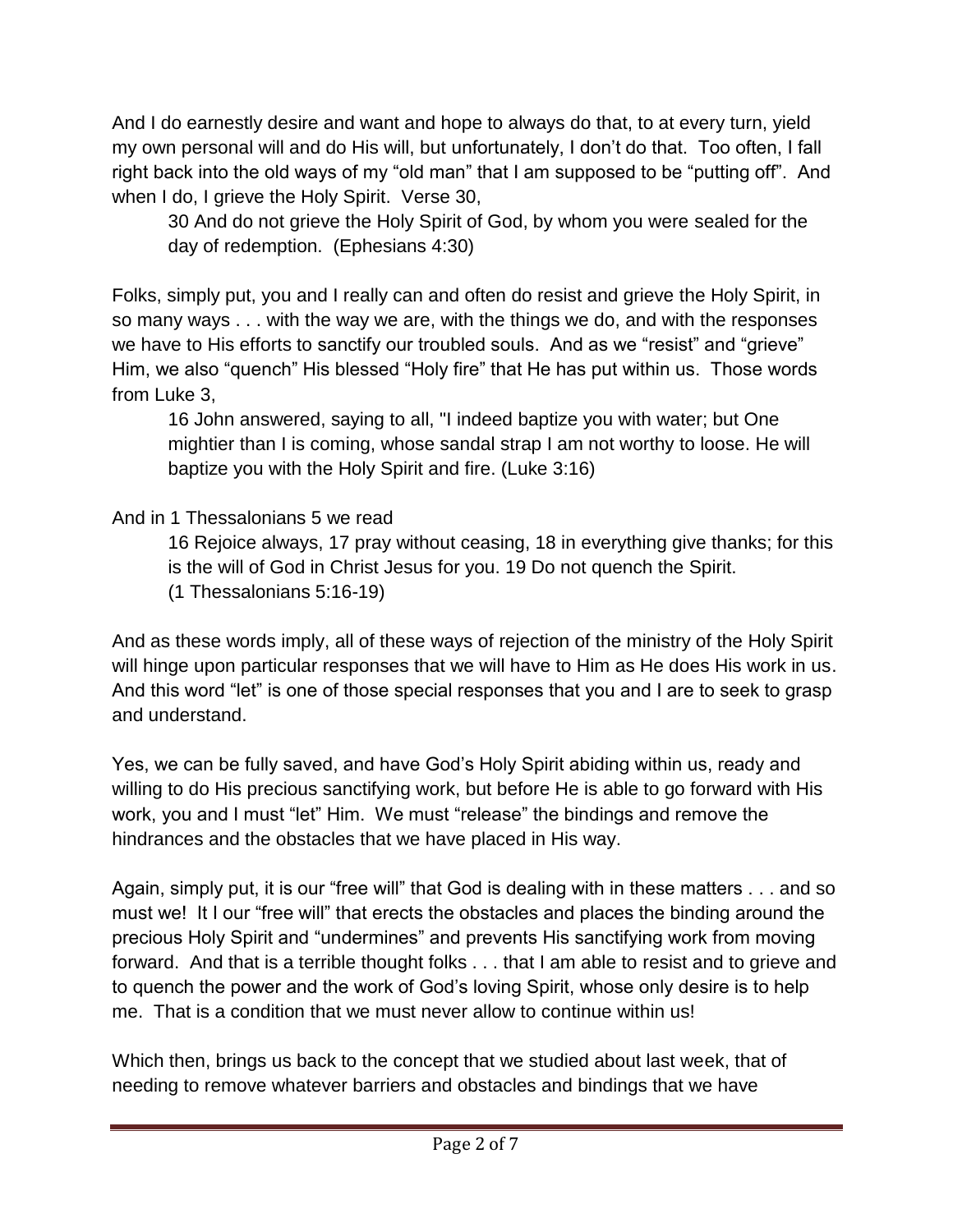And I do earnestly desire and want and hope to always do that, to at every turn, yield my own personal will and do His will, but unfortunately, I don't do that. Too often, I fall right back into the old ways of my "old man" that I am supposed to be "putting off". And when I do, I grieve the Holy Spirit. Verse 30,

> 30 And do not grieve the Holy Spirit of God, by whom you were sealed for the day of redemption. (Ephesians 4:30)

Folks, simply put, you and I really can and often do resist and grieve the Holy Spirit, in so many ways . . . with the way we are, with the things we do, and with the responses we have to His efforts to sanctify our troubled souls. And as we "resist" and "grieve" Him, we also "quench" His blessed "Holy fire" that He has put within us. Those words from Luke 3,

> 16 John answered, saying to all, "I indeed baptize you with water; but One mightier than I is coming, whose sandal strap I am not worthy to loose. He will baptize you with the Holy Spirit and fire. (Luke 3:16)

And in 1 Thessalonians 5 we read

> 16 Rejoice always, 17 pray without ceasing, 18 in everything give thanks; for this is the will of God in Christ Jesus for you. 19 Do not quench the Spirit.
> (1 Thessalonians 5:16-19)

And as these words imply, all of these ways of rejection of the ministry of the Holy Spirit will hinge upon particular responses that we will have to Him as He does His work in us. And this word "let" is one of those special responses that you and I are to seek to grasp and understand.

Yes, we can be fully saved, and have God's Holy Spirit abiding within us, ready and willing to do His precious sanctifying work, but before He is able to go forward with His work, you and I must "let" Him. We must "release" the bindings and remove the hindrances and the obstacles that we have placed in His way.

Again, simply put, it is our "free will" that God is dealing with in these matters . . . and so must we! It I our "free will" that erects the obstacles and places the binding around the precious Holy Spirit and "undermines" and prevents His sanctifying work from moving forward. And that is a terrible thought folks . . . that I am able to resist and to grieve and to quench the power and the work of God's loving Spirit, whose only desire is to help me. That is a condition that we must never allow to continue within us!

Which then, brings us back to the concept that we studied about last week, that of needing to remove whatever barriers and obstacles and bindings that we have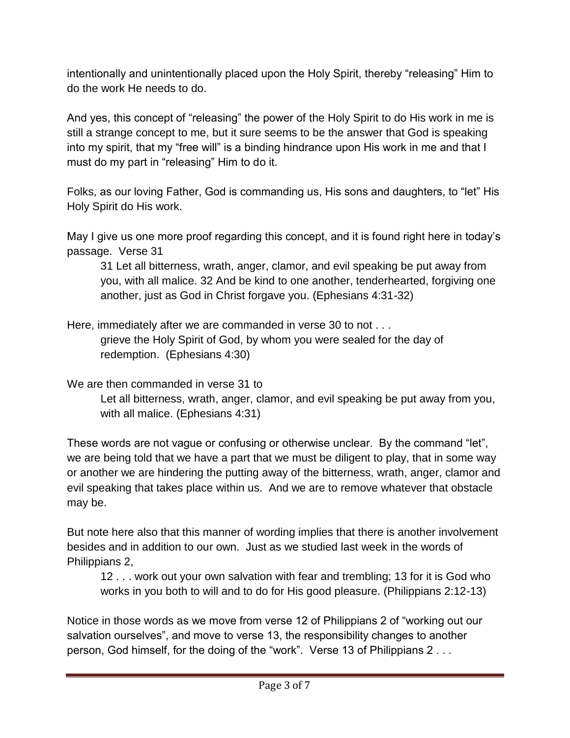intentionally and unintentionally placed upon the Holy Spirit, thereby "releasing" Him to do the work He needs to do.

And yes, this concept of "releasing" the power of the Holy Spirit to do His work in me is still a strange concept to me, but it sure seems to be the answer that God is speaking into my spirit, that my "free will" is a binding hindrance upon His work in me and that I must do my part in "releasing" Him to do it.

Folks, as our loving Father, God is commanding us, His sons and daughters, to "let" His Holy Spirit do His work.

May I give us one more proof regarding this concept, and it is found right here in today's passage. Verse 31

> 31 Let all bitterness, wrath, anger, clamor, and evil speaking be put away from you, with all malice. 32 And be kind to one another, tenderhearted, forgiving one another, just as God in Christ forgave you. (Ephesians 4:31-32)

Here, immediately after we are commanded in verse 30 to not . . .

> grieve the Holy Spirit of God, by whom you were sealed for the day of redemption. (Ephesians 4:30)

We are then commanded in verse 31 to

> Let all bitterness, wrath, anger, clamor, and evil speaking be put away from you, with all malice. (Ephesians 4:31)

These words are not vague or confusing or otherwise unclear. By the command "let", we are being told that we have a part that we must be diligent to play, that in some way or another we are hindering the putting away of the bitterness, wrath, anger, clamor and evil speaking that takes place within us. And we are to remove whatever that obstacle may be.

But note here also that this manner of wording implies that there is another involvement besides and in addition to our own. Just as we studied last week in the words of Philippians 2,

> 12 . . . work out your own salvation with fear and trembling; 13 for it is God who works in you both to will and to do for His good pleasure. (Philippians 2:12-13)

Notice in those words as we move from verse 12 of Philippians 2 of "working out our salvation ourselves", and move to verse 13, the responsibility changes to another person, God himself, for the doing of the "work". Verse 13 of Philippians 2 . . .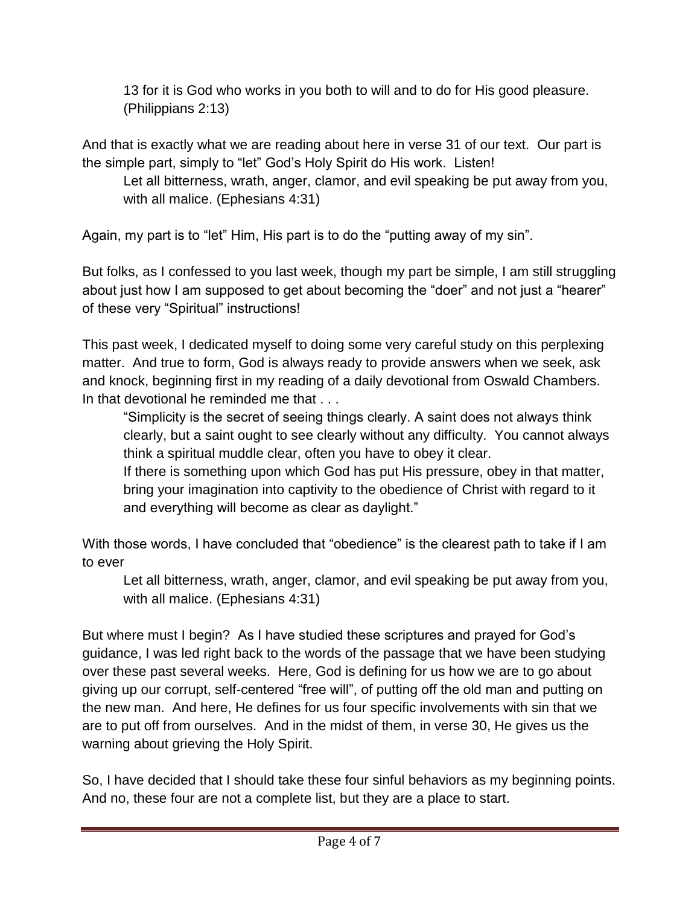> 13 for it is God who works in you both to will and to do for His good pleasure. (Philippians 2:13)

And that is exactly what we are reading about here in verse 31 of our text. Our part is the simple part, simply to "let" God's Holy Spirit do His work. Listen!

> Let all bitterness, wrath, anger, clamor, and evil speaking be put away from you, with all malice. (Ephesians 4:31)

Again, my part is to "let" Him, His part is to do the "putting away of my sin".

But folks, as I confessed to you last week, though my part be simple, I am still struggling about just how I am supposed to get about becoming the "doer" and not just a "hearer" of these very "Spiritual" instructions!

This past week, I dedicated myself to doing some very careful study on this perplexing matter. And true to form, God is always ready to provide answers when we seek, ask and knock, beginning first in my reading of a daily devotional from Oswald Chambers. In that devotional he reminded me that . . .

> "Simplicity is the secret of seeing things clearly. A saint does not always think clearly, but a saint ought to see clearly without any difficulty. You cannot always think a spiritual muddle clear, often you have to obey it clear.
> If there is something upon which God has put His pressure, obey in that matter, bring your imagination into captivity to the obedience of Christ with regard to it and everything will become as clear as daylight."

With those words, I have concluded that "obedience" is the clearest path to take if I am to ever

> Let all bitterness, wrath, anger, clamor, and evil speaking be put away from you, with all malice. (Ephesians 4:31)

But where must I begin? As I have studied these scriptures and prayed for God's guidance, I was led right back to the words of the passage that we have been studying over these past several weeks. Here, God is defining for us how we are to go about giving up our corrupt, self-centered "free will", of putting off the old man and putting on the new man. And here, He defines for us four specific involvements with sin that we are to put off from ourselves. And in the midst of them, in verse 30, He gives us the warning about grieving the Holy Spirit.

So, I have decided that I should take these four sinful behaviors as my beginning points. And no, these four are not a complete list, but they are a place to start.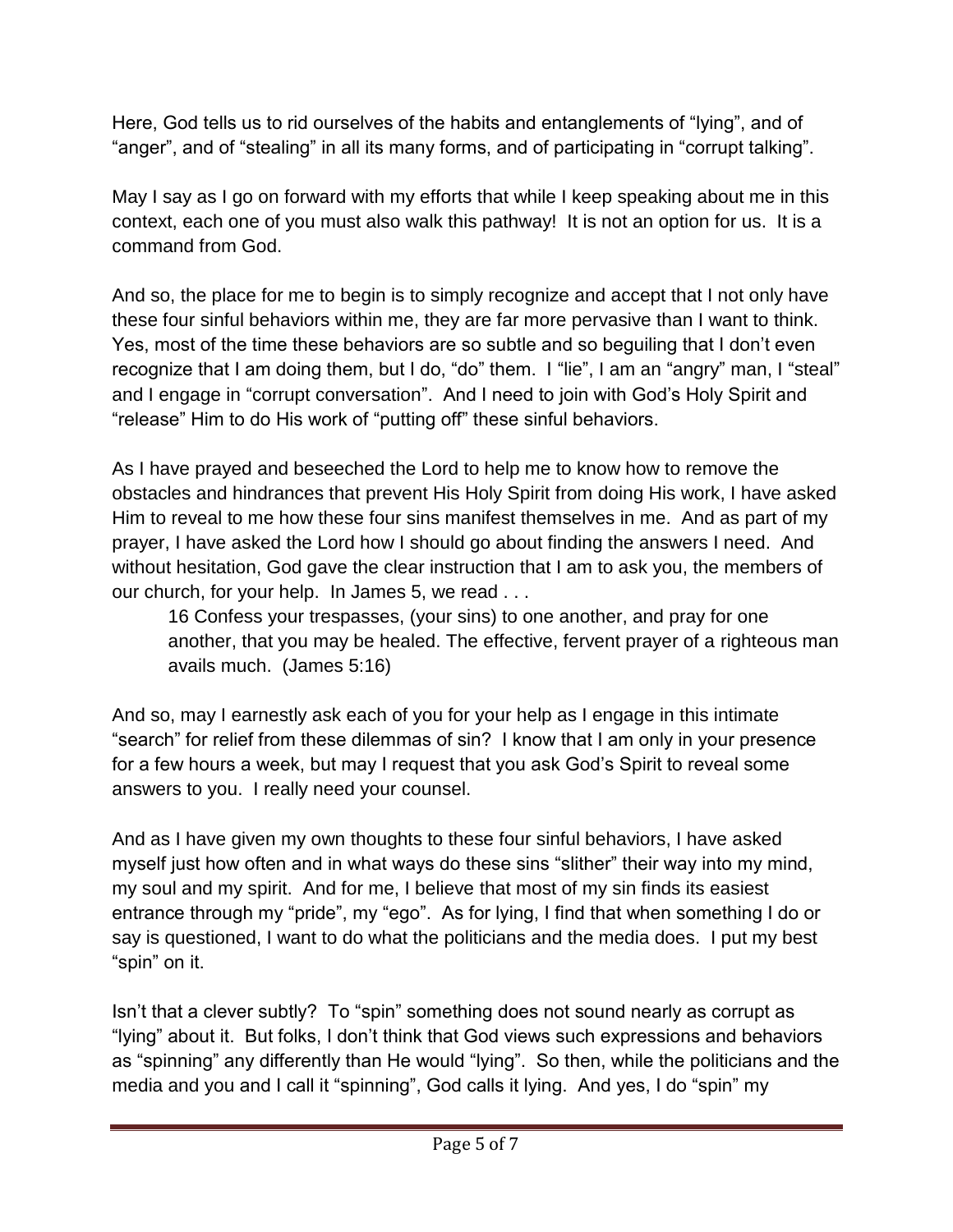Here, God tells us to rid ourselves of the habits and entanglements of "lying", and of "anger", and of "stealing" in all its many forms, and of participating in "corrupt talking".

May I say as I go on forward with my efforts that while I keep speaking about me in this context, each one of you must also walk this pathway! It is not an option for us. It is a command from God.

And so, the place for me to begin is to simply recognize and accept that I not only have these four sinful behaviors within me, they are far more pervasive than I want to think. Yes, most of the time these behaviors are so subtle and so beguiling that I don't even recognize that I am doing them, but I do, "do" them. I "lie", I am an "angry" man, I "steal" and I engage in "corrupt conversation". And I need to join with God's Holy Spirit and "release" Him to do His work of "putting off" these sinful behaviors.

As I have prayed and beseeched the Lord to help me to know how to remove the obstacles and hindrances that prevent His Holy Spirit from doing His work, I have asked Him to reveal to me how these four sins manifest themselves in me. And as part of my prayer, I have asked the Lord how I should go about finding the answers I need. And without hesitation, God gave the clear instruction that I am to ask you, the members of our church, for your help. In James 5, we read . . .

> 16 Confess your trespasses, (your sins) to one another, and pray for one another, that you may be healed. The effective, fervent prayer of a righteous man avails much. (James 5:16)

And so, may I earnestly ask each of you for your help as I engage in this intimate "search" for relief from these dilemmas of sin? I know that I am only in your presence for a few hours a week, but may I request that you ask God's Spirit to reveal some answers to you. I really need your counsel.

And as I have given my own thoughts to these four sinful behaviors, I have asked myself just how often and in what ways do these sins "slither" their way into my mind, my soul and my spirit. And for me, I believe that most of my sin finds its easiest entrance through my "pride", my "ego". As for lying, I find that when something I do or say is questioned, I want to do what the politicians and the media does. I put my best "spin" on it.

Isn't that a clever subtly? To "spin" something does not sound nearly as corrupt as "lying" about it. But folks, I don't think that God views such expressions and behaviors as "spinning" any differently than He would "lying". So then, while the politicians and the media and you and I call it "spinning", God calls it lying. And yes, I do "spin" my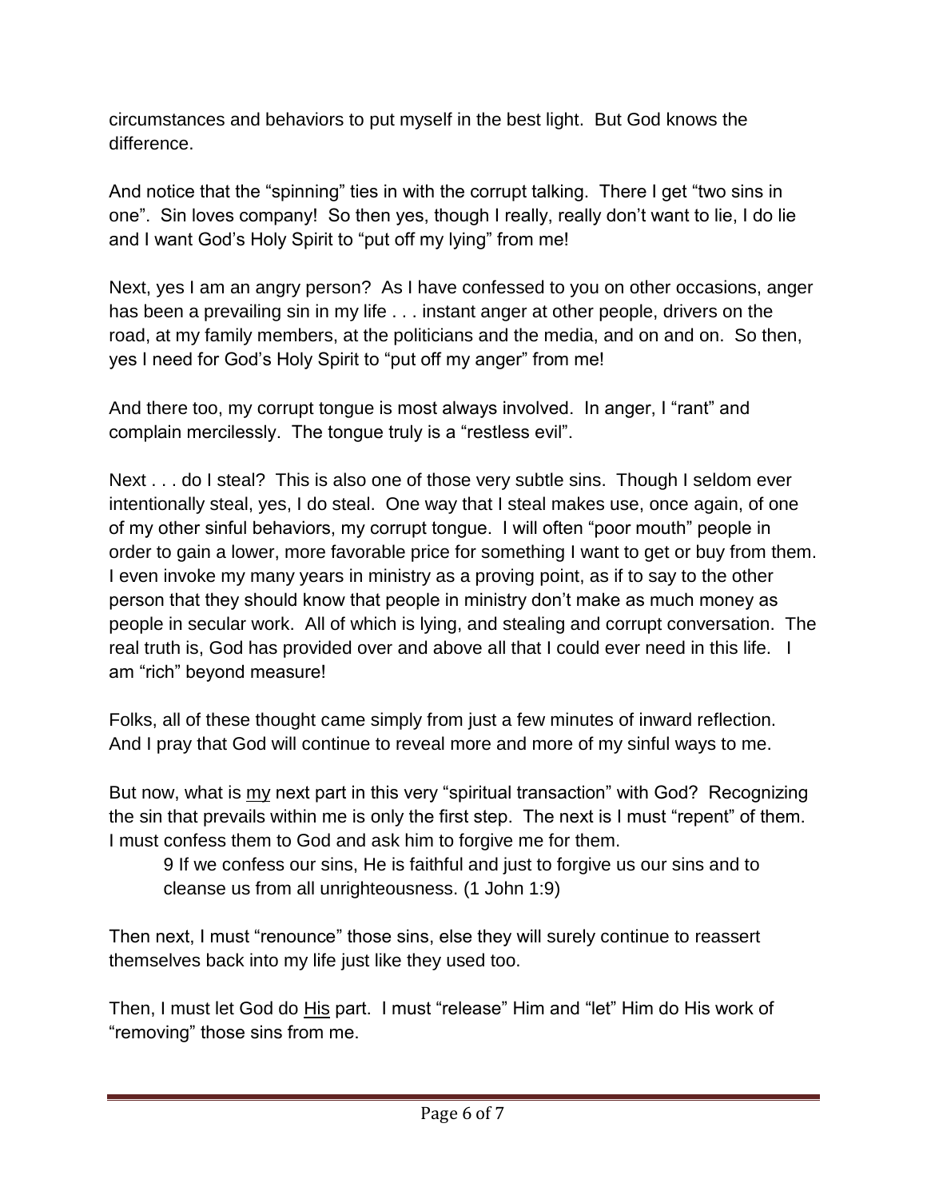circumstances and behaviors to put myself in the best light. But God knows the difference.

And notice that the "spinning" ties in with the corrupt talking. There I get "two sins in one". Sin loves company! So then yes, though I really, really don't want to lie, I do lie and I want God's Holy Spirit to "put off my lying" from me!

Next, yes I am an angry person? As I have confessed to you on other occasions, anger has been a prevailing sin in my life . . . instant anger at other people, drivers on the road, at my family members, at the politicians and the media, and on and on. So then, yes I need for God's Holy Spirit to "put off my anger" from me!

And there too, my corrupt tongue is most always involved. In anger, I "rant" and complain mercilessly. The tongue truly is a "restless evil".

Next . . . do I steal? This is also one of those very subtle sins. Though I seldom ever intentionally steal, yes, I do steal. One way that I steal makes use, once again, of one of my other sinful behaviors, my corrupt tongue. I will often "poor mouth" people in order to gain a lower, more favorable price for something I want to get or buy from them. I even invoke my many years in ministry as a proving point, as if to say to the other person that they should know that people in ministry don't make as much money as people in secular work. All of which is lying, and stealing and corrupt conversation. The real truth is, God has provided over and above all that I could ever need in this life. I am "rich" beyond measure!

Folks, all of these thought came simply from just a few minutes of inward reflection. And I pray that God will continue to reveal more and more of my sinful ways to me.

But now, what is <u>my</u> next part in this very "spiritual transaction" with God? Recognizing the sin that prevails within me is only the first step. The next is I must "repent" of them. I must confess them to God and ask him to forgive me for them.

> 9 If we confess our sins, He is faithful and just to forgive us our sins and to cleanse us from all unrighteousness. (1 John 1:9)

Then next, I must "renounce" those sins, else they will surely continue to reassert themselves back into my life just like they used too.

Then, I must let God do <u>His</u> part. I must "release" Him and "let" Him do His work of "removing" those sins from me.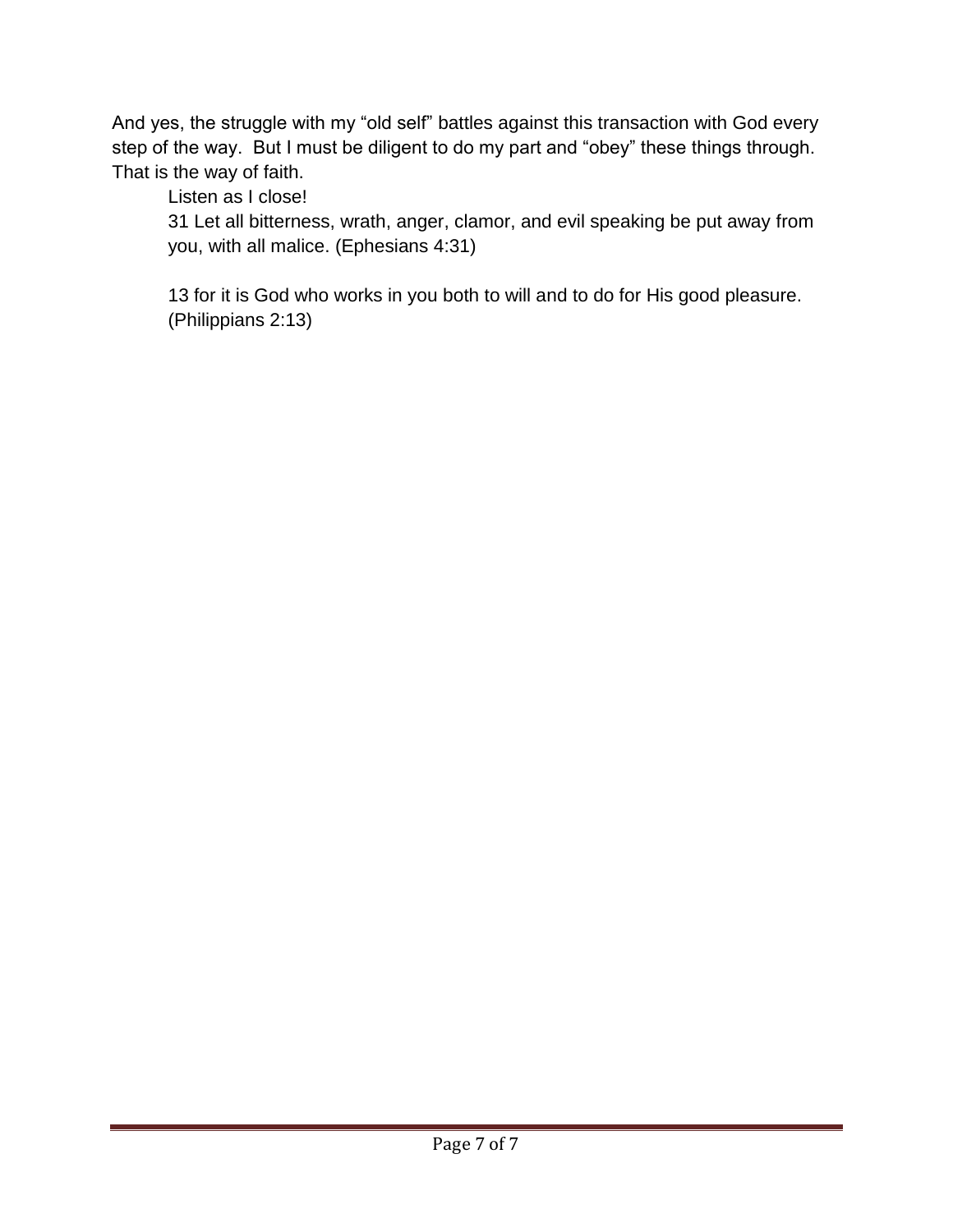And yes, the struggle with my "old self" battles against this transaction with God every step of the way. But I must be diligent to do my part and "obey" these things through. That is the way of faith.

> Listen as I close!
>
> 31 Let all bitterness, wrath, anger, clamor, and evil speaking be put away from you, with all malice. (Ephesians 4:31)
>
> 13 for it is God who works in you both to will and to do for His good pleasure. (Philippians 2:13)